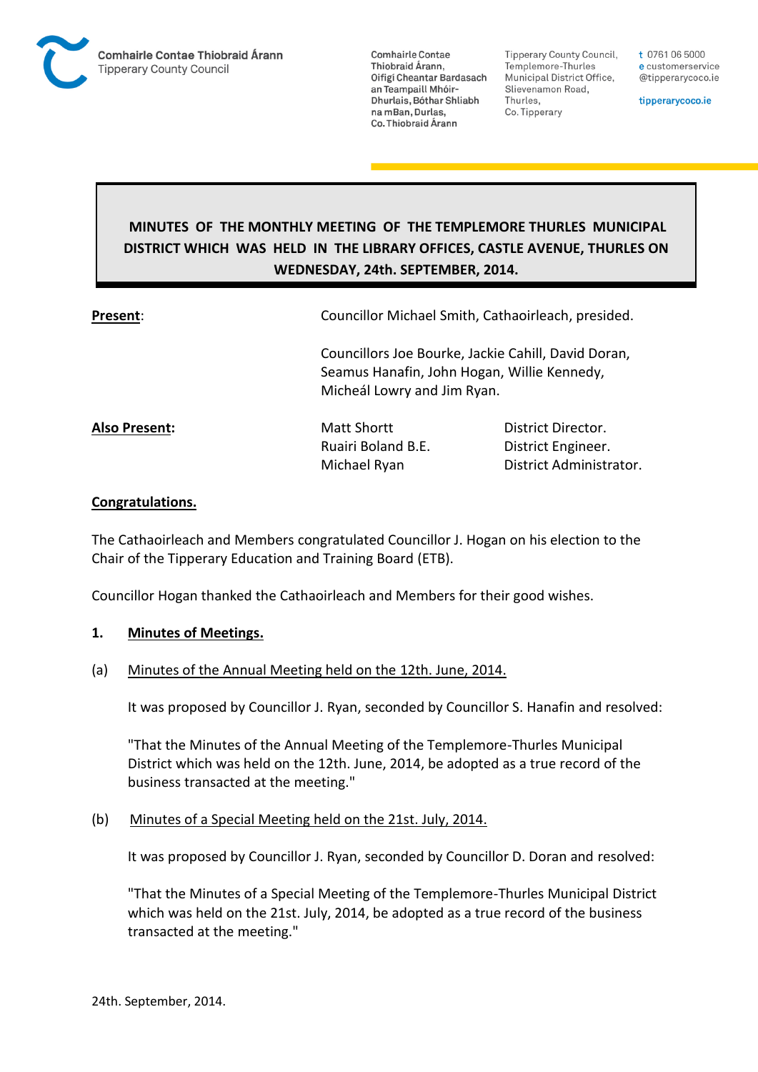Comhairle Contae Thiobraid Árann
Tipperary County Council

Comhairle Contae Thiobraid Árann, Oifigí Cheantar Bardasach an Teampaill Mhóir-Dhurlais, Bóthar Shliabh na mBan, Durlas, Co. Thiobraid Árann

Tipperary County Council, Templemore-Thurles Municipal District Office, Slievenamon Road, Thurles, Co. Tipperary

t 0761 06 5000
e customerservice@tipperarycoco.ie

tipperarycoco.ie

## MINUTES OF THE MONTHLY MEETING OF THE TEMPLEMORE THURLES MUNICIPAL DISTRICT WHICH WAS HELD IN THE LIBRARY OFFICES, CASTLE AVENUE, THURLES ON WEDNESDAY, 24th. SEPTEMBER, 2014.

**Present**: Councillor Michael Smith, Cathaoirleach, presided.

Councillors Joe Bourke, Jackie Cahill, David Doran, Seamus Hanafin, John Hogan, Willie Kennedy, Micheál Lowry and Jim Ryan.

**Also Present:**

| | |
|---|---|
| Matt Shortt | District Director. |
| Ruairi Boland B.E. | District Engineer. |
| Michael Ryan | District Administrator. |

**Congratulations.**

The Cathaoirleach and Members congratulated Councillor J. Hogan on his election to the Chair of the Tipperary Education and Training Board (ETB).

Councillor Hogan thanked the Cathaoirleach and Members for their good wishes.

**1. Minutes of Meetings.**

(a) Minutes of the Annual Meeting held on the 12th. June, 2014.

It was proposed by Councillor J. Ryan, seconded by Councillor S. Hanafin and resolved:

"That the Minutes of the Annual Meeting of the Templemore-Thurles Municipal District which was held on the 12th. June, 2014, be adopted as a true record of the business transacted at the meeting."

(b) Minutes of a Special Meeting held on the 21st. July, 2014.

It was proposed by Councillor J. Ryan, seconded by Councillor D. Doran and resolved:

"That the Minutes of a Special Meeting of the Templemore-Thurles Municipal District which was held on the 21st. July, 2014, be adopted as a true record of the business transacted at the meeting."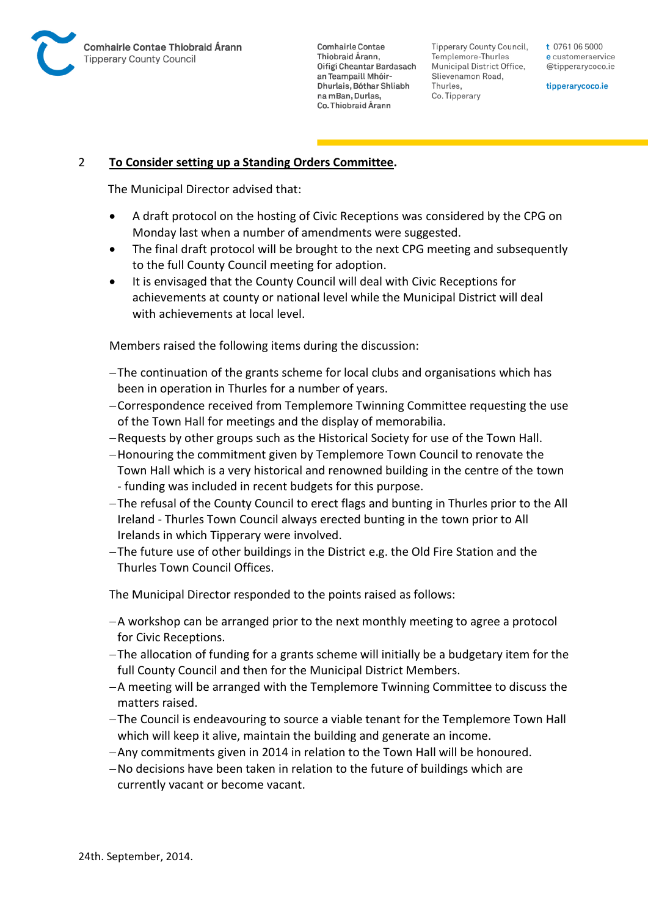2 **To Consider setting up a Standing Orders Committee.**

The Municipal Director advised that:

- A draft protocol on the hosting of Civic Receptions was considered by the CPG on Monday last when a number of amendments were suggested.
- The final draft protocol will be brought to the next CPG meeting and subsequently to the full County Council meeting for adoption.
- It is envisaged that the County Council will deal with Civic Receptions for achievements at county or national level while the Municipal District will deal with achievements at local level.

Members raised the following items during the discussion:

- The continuation of the grants scheme for local clubs and organisations which has been in operation in Thurles for a number of years.
- Correspondence received from Templemore Twinning Committee requesting the use of the Town Hall for meetings and the display of memorabilia.
- Requests by other groups such as the Historical Society for use of the Town Hall.
- Honouring the commitment given by Templemore Town Council to renovate the Town Hall which is a very historical and renowned building in the centre of the town - funding was included in recent budgets for this purpose.
- The refusal of the County Council to erect flags and bunting in Thurles prior to the All Ireland - Thurles Town Council always erected bunting in the town prior to All Irelands in which Tipperary were involved.
- The future use of other buildings in the District e.g. the Old Fire Station and the Thurles Town Council Offices.

The Municipal Director responded to the points raised as follows:

- A workshop can be arranged prior to the next monthly meeting to agree a protocol for Civic Receptions.
- The allocation of funding for a grants scheme will initially be a budgetary item for the full County Council and then for the Municipal District Members.
- A meeting will be arranged with the Templemore Twinning Committee to discuss the matters raised.
- The Council is endeavouring to source a viable tenant for the Templemore Town Hall which will keep it alive, maintain the building and generate an income.
- Any commitments given in 2014 in relation to the Town Hall will be honoured.
- No decisions have been taken in relation to the future of buildings which are currently vacant or become vacant.

24th. September, 2014.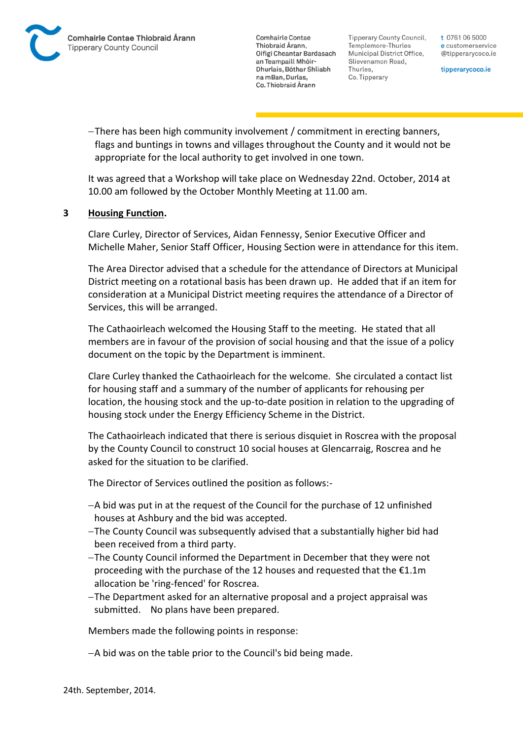- There has been high community involvement / commitment in erecting banners, flags and buntings in towns and villages throughout the County and it would not be appropriate for the local authority to get involved in one town.

It was agreed that a Workshop will take place on Wednesday 22nd. October, 2014 at 10.00 am followed by the October Monthly Meeting at 11.00 am.

**3 Housing Function.**

Clare Curley, Director of Services, Aidan Fennessy, Senior Executive Officer and Michelle Maher, Senior Staff Officer, Housing Section were in attendance for this item.

The Area Director advised that a schedule for the attendance of Directors at Municipal District meeting on a rotational basis has been drawn up. He added that if an item for consideration at a Municipal District meeting requires the attendance of a Director of Services, this will be arranged.

The Cathaoirleach welcomed the Housing Staff to the meeting. He stated that all members are in favour of the provision of social housing and that the issue of a policy document on the topic by the Department is imminent.

Clare Curley thanked the Cathaoirleach for the welcome. She circulated a contact list for housing staff and a summary of the number of applicants for rehousing per location, the housing stock and the up-to-date position in relation to the upgrading of housing stock under the Energy Efficiency Scheme in the District.

The Cathaoirleach indicated that there is serious disquiet in Roscrea with the proposal by the County Council to construct 10 social houses at Glencarraig, Roscrea and he asked for the situation to be clarified.

The Director of Services outlined the position as follows:-

- A bid was put in at the request of the Council for the purchase of 12 unfinished houses at Ashbury and the bid was accepted.
- The County Council was subsequently advised that a substantially higher bid had been received from a third party.
- The County Council informed the Department in December that they were not proceeding with the purchase of the 12 houses and requested that the €1.1m allocation be 'ring-fenced' for Roscrea.
- The Department asked for an alternative proposal and a project appraisal was submitted. No plans have been prepared.

Members made the following points in response:

- A bid was on the table prior to the Council's bid being made.

24th. September, 2014.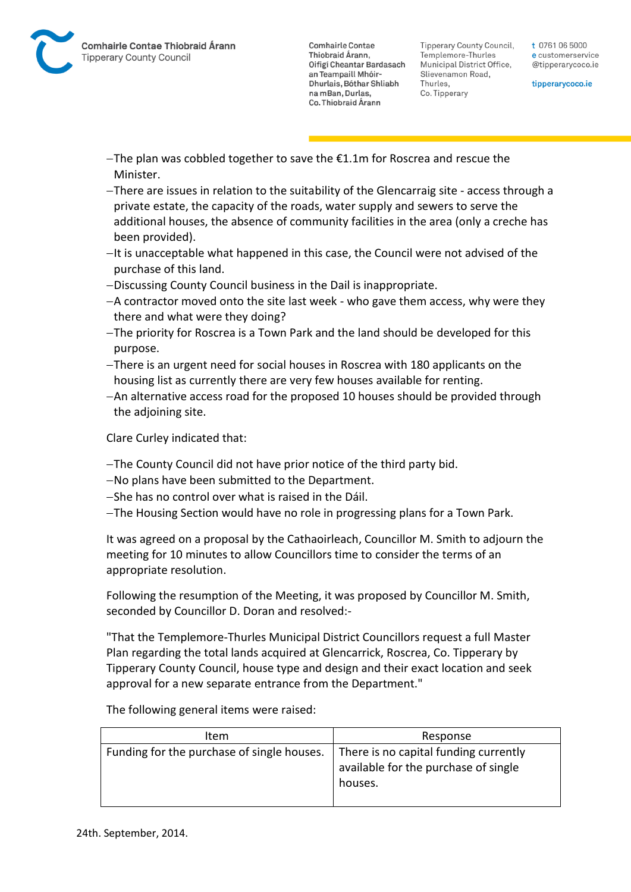- The plan was cobbled together to save the €1.1m for Roscrea and rescue the Minister.
- There are issues in relation to the suitability of the Glencarraig site - access through a private estate, the capacity of the roads, water supply and sewers to serve the additional houses, the absence of community facilities in the area (only a creche has been provided).
- It is unacceptable what happened in this case, the Council were not advised of the purchase of this land.
- Discussing County Council business in the Dail is inappropriate.
- A contractor moved onto the site last week - who gave them access, why were they there and what were they doing?
- The priority for Roscrea is a Town Park and the land should be developed for this purpose.
- There is an urgent need for social houses in Roscrea with 180 applicants on the housing list as currently there are very few houses available for renting.
- An alternative access road for the proposed 10 houses should be provided through the adjoining site.

Clare Curley indicated that:

- The County Council did not have prior notice of the third party bid.
- No plans have been submitted to the Department.
- She has no control over what is raised in the Dáil.
- The Housing Section would have no role in progressing plans for a Town Park.

It was agreed on a proposal by the Cathaoirleach, Councillor M. Smith to adjourn the meeting for 10 minutes to allow Councillors time to consider the terms of an appropriate resolution.

Following the resumption of the Meeting, it was proposed by Councillor M. Smith, seconded by Councillor D. Doran and resolved:-

"That the Templemore-Thurles Municipal District Councillors request a full Master Plan regarding the total lands acquired at Glencarrick, Roscrea, Co. Tipperary by Tipperary County Council, house type and design and their exact location and seek approval for a new separate entrance from the Department."

The following general items were raised:

| Item | Response |
|---|---|
| Funding for the purchase of single houses. | There is no capital funding currently available for the purchase of single houses. |

24th. September, 2014.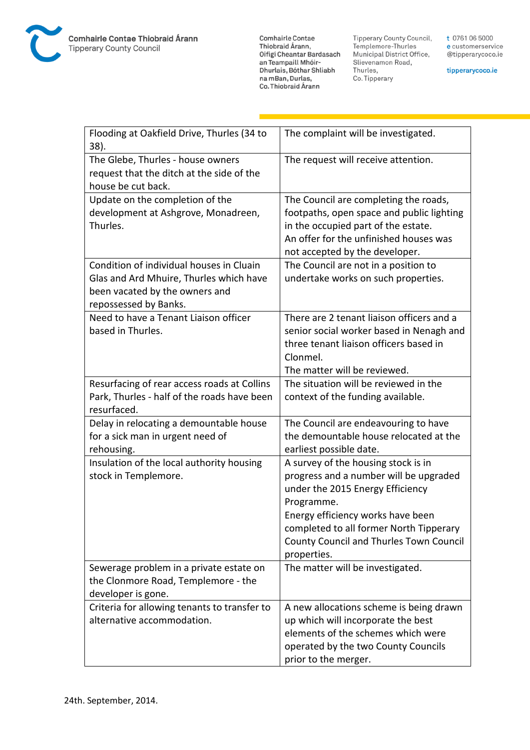| Flooding at Oakfield Drive, Thurles (34 to 38). | The complaint will be investigated. |
|---|---|
| The Glebe, Thurles - house owners request that the ditch at the side of the house be cut back. | The request will receive attention. |
| Update on the completion of the development at Ashgrove, Monadreen, Thurles. | The Council are completing the roads, footpaths, open space and public lighting in the occupied part of the estate.<br>An offer for the unfinished houses was not accepted by the developer. |
| Condition of individual houses in Cluain Glas and Ard Mhuire, Thurles which have been vacated by the owners and repossessed by Banks. | The Council are not in a position to undertake works on such properties. |
| Need to have a Tenant Liaison officer based in Thurles. | There are 2 tenant liaison officers and a senior social worker based in Nenagh and three tenant liaison officers based in Clonmel.<br>The matter will be reviewed. |
| Resurfacing of rear access roads at Collins Park, Thurles - half of the roads have been resurfaced. | The situation will be reviewed in the context of the funding available. |
| Delay in relocating a demountable house for a sick man in urgent need of rehousing. | The Council are endeavouring to have the demountable house relocated at the earliest possible date. |
| Insulation of the local authority housing stock in Templemore. | A survey of the housing stock is in progress and a number will be upgraded under the 2015 Energy Efficiency Programme.<br>Energy efficiency works have been completed to all former North Tipperary County Council and Thurles Town Council properties. |
| Sewerage problem in a private estate on the Clonmore Road, Templemore - the developer is gone. | The matter will be investigated. |
| Criteria for allowing tenants to transfer to alternative accommodation. | A new allocations scheme is being drawn up which will incorporate the best elements of the schemes which were operated by the two County Councils prior to the merger. |

24th. September, 2014.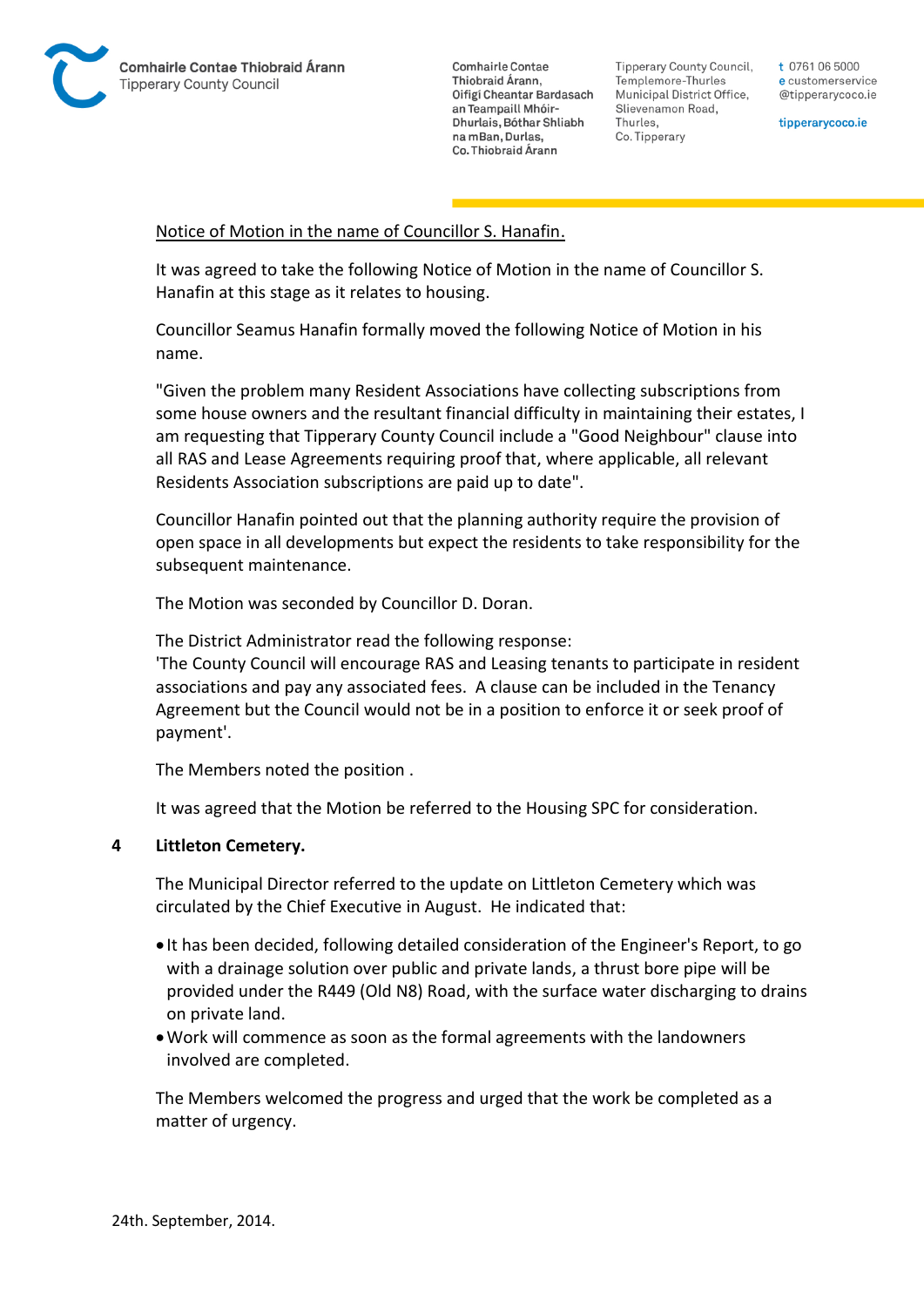Notice of Motion in the name of Councillor S. Hanafin.

It was agreed to take the following Notice of Motion in the name of Councillor S. Hanafin at this stage as it relates to housing.

Councillor Seamus Hanafin formally moved the following Notice of Motion in his name.

"Given the problem many Resident Associations have collecting subscriptions from some house owners and the resultant financial difficulty in maintaining their estates, I am requesting that Tipperary County Council include a "Good Neighbour" clause into all RAS and Lease Agreements requiring proof that, where applicable, all relevant Residents Association subscriptions are paid up to date".

Councillor Hanafin pointed out that the planning authority require the provision of open space in all developments but expect the residents to take responsibility for the subsequent maintenance.

The Motion was seconded by Councillor D. Doran.

The District Administrator read the following response:
'The County Council will encourage RAS and Leasing tenants to participate in resident associations and pay any associated fees. A clause can be included in the Tenancy Agreement but the Council would not be in a position to enforce it or seek proof of payment'.

The Members noted the position .

It was agreed that the Motion be referred to the Housing SPC for consideration.

**4 Littleton Cemetery.**

The Municipal Director referred to the update on Littleton Cemetery which was circulated by the Chief Executive in August. He indicated that:

- It has been decided, following detailed consideration of the Engineer's Report, to go with a drainage solution over public and private lands, a thrust bore pipe will be provided under the R449 (Old N8) Road, with the surface water discharging to drains on private land.
- Work will commence as soon as the formal agreements with the landowners involved are completed.

The Members welcomed the progress and urged that the work be completed as a matter of urgency.

24th. September, 2014.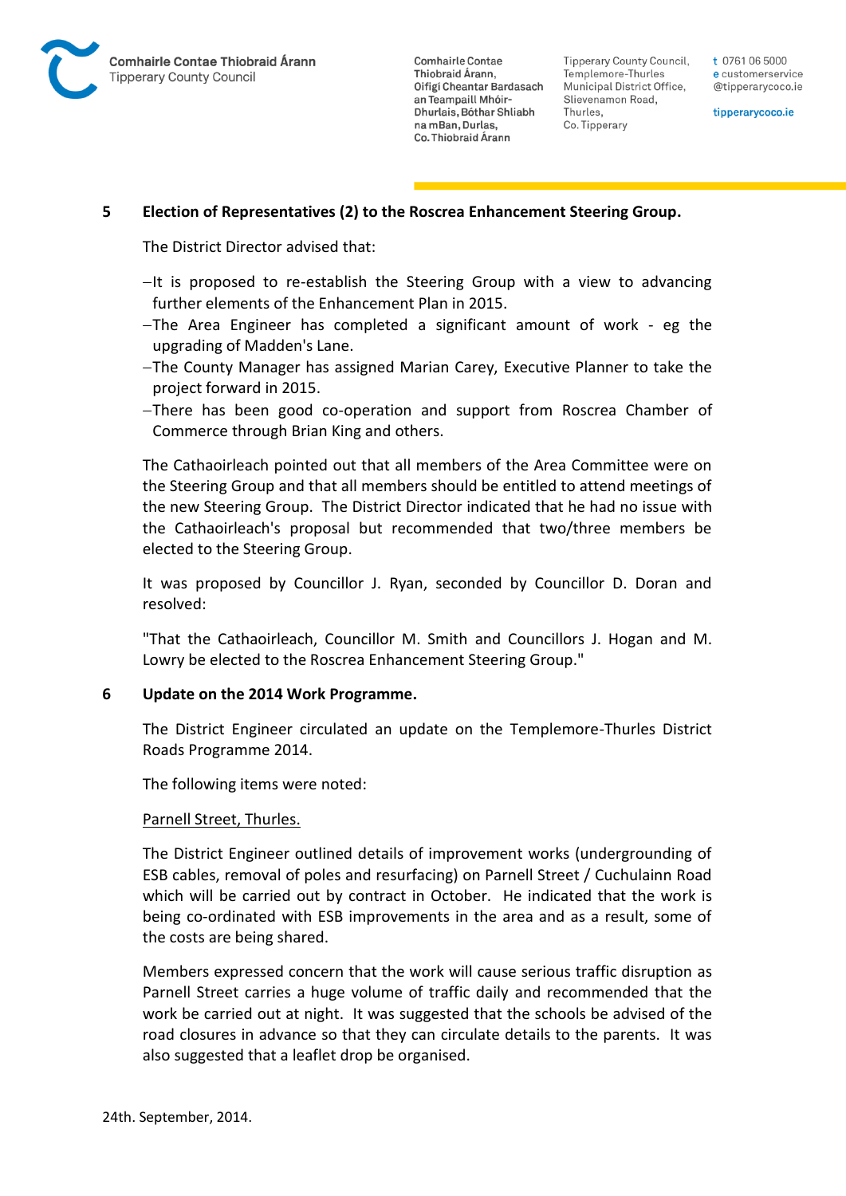## 5 Election of Representatives (2) to the Roscrea Enhancement Steering Group.

The District Director advised that:

- It is proposed to re-establish the Steering Group with a view to advancing further elements of the Enhancement Plan in 2015.
- The Area Engineer has completed a significant amount of work - eg the upgrading of Madden's Lane.
- The County Manager has assigned Marian Carey, Executive Planner to take the project forward in 2015.
- There has been good co-operation and support from Roscrea Chamber of Commerce through Brian King and others.

The Cathaoirleach pointed out that all members of the Area Committee were on the Steering Group and that all members should be entitled to attend meetings of the new Steering Group. The District Director indicated that he had no issue with the Cathaoirleach's proposal but recommended that two/three members be elected to the Steering Group.

It was proposed by Councillor J. Ryan, seconded by Councillor D. Doran and resolved:

"That the Cathaoirleach, Councillor M. Smith and Councillors J. Hogan and M. Lowry be elected to the Roscrea Enhancement Steering Group."

## 6 Update on the 2014 Work Programme.

The District Engineer circulated an update on the Templemore-Thurles District Roads Programme 2014.

The following items were noted:

<u>Parnell Street, Thurles.</u>

The District Engineer outlined details of improvement works (undergrounding of ESB cables, removal of poles and resurfacing) on Parnell Street / Cuchulainn Road which will be carried out by contract in October. He indicated that the work is being co-ordinated with ESB improvements in the area and as a result, some of the costs are being shared.

Members expressed concern that the work will cause serious traffic disruption as Parnell Street carries a huge volume of traffic daily and recommended that the work be carried out at night. It was suggested that the schools be advised of the road closures in advance so that they can circulate details to the parents. It was also suggested that a leaflet drop be organised.

24th. September, 2014.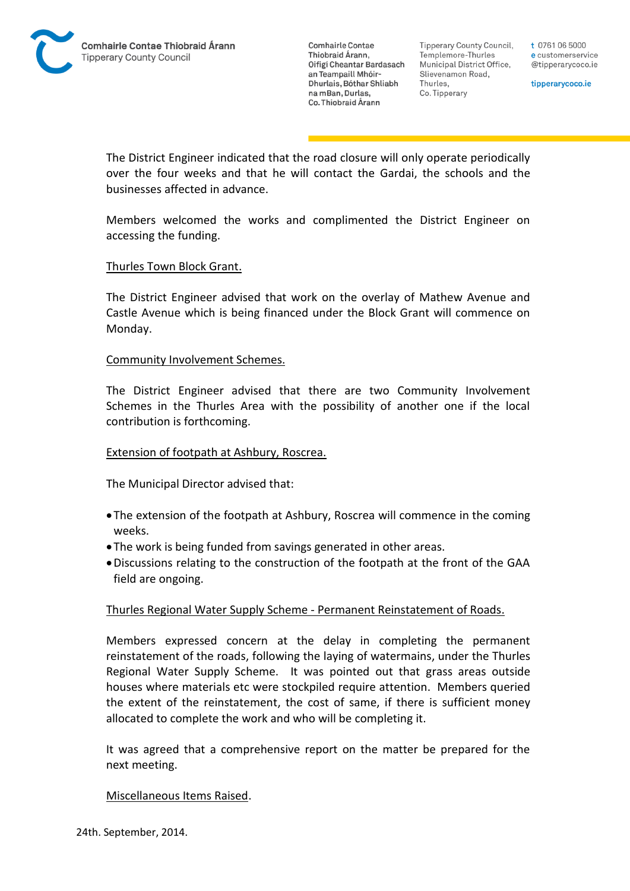The District Engineer indicated that the road closure will only operate periodically over the four weeks and that he will contact the Gardai, the schools and the businesses affected in advance.

Members welcomed the works and complimented the District Engineer on accessing the funding.

<u>Thurles Town Block Grant.</u>

The District Engineer advised that work on the overlay of Mathew Avenue and Castle Avenue which is being financed under the Block Grant will commence on Monday.

<u>Community Involvement Schemes.</u>

The District Engineer advised that there are two Community Involvement Schemes in the Thurles Area with the possibility of another one if the local contribution is forthcoming.

<u>Extension of footpath at Ashbury, Roscrea.</u>

The Municipal Director advised that:

- The extension of the footpath at Ashbury, Roscrea will commence in the coming weeks.
- The work is being funded from savings generated in other areas.
- Discussions relating to the construction of the footpath at the front of the GAA field are ongoing.

<u>Thurles Regional Water Supply Scheme - Permanent Reinstatement of Roads.</u>

Members expressed concern at the delay in completing the permanent reinstatement of the roads, following the laying of watermains, under the Thurles Regional Water Supply Scheme. It was pointed out that grass areas outside houses where materials etc were stockpiled require attention. Members queried the extent of the reinstatement, the cost of same, if there is sufficient money allocated to complete the work and who will be completing it.

It was agreed that a comprehensive report on the matter be prepared for the next meeting.

<u>Miscellaneous Items Raised</u>.

24th. September, 2014.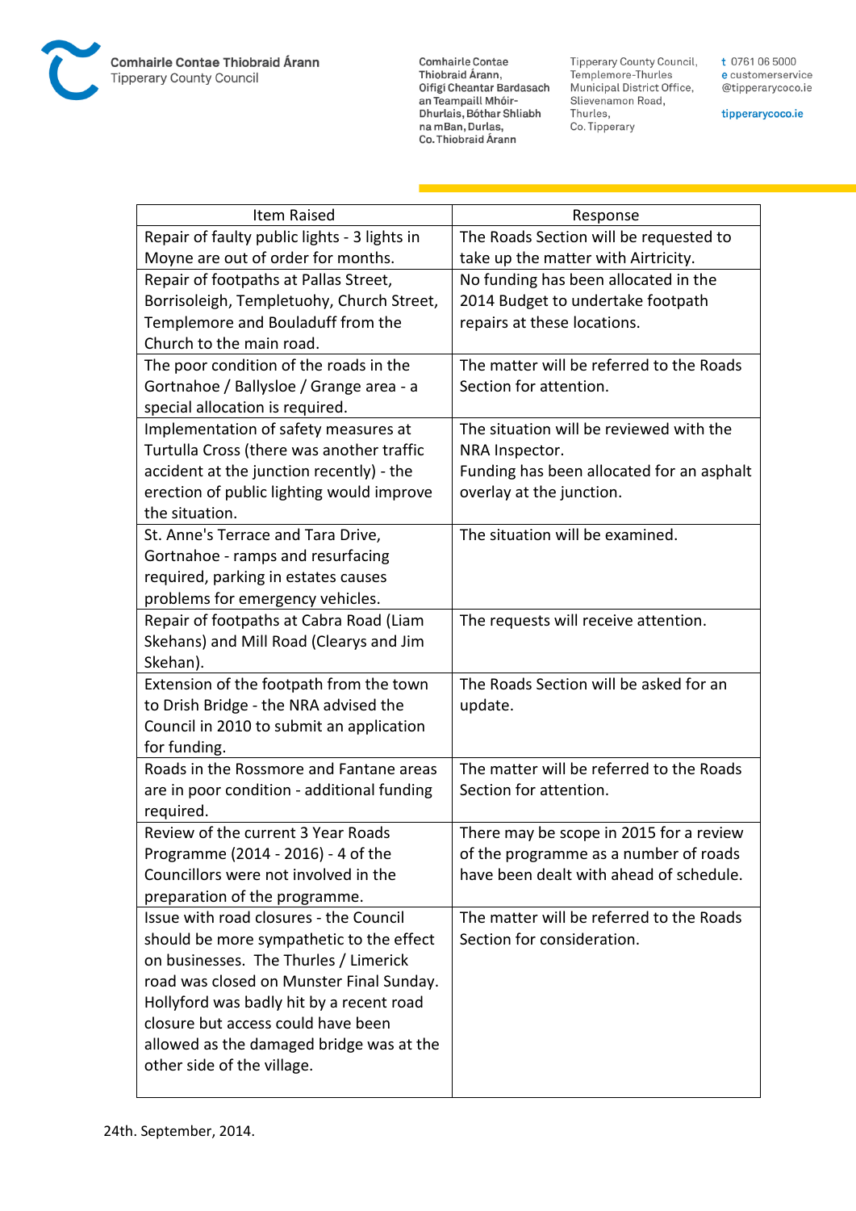| Item Raised | Response |
|---|---|
| Repair of faulty public lights - 3 lights in Moyne are out of order for months. | The Roads Section will be requested to take up the matter with Airtricity. |
| Repair of footpaths at Pallas Street, Borrisoleigh, Templetuohy, Church Street, Templemore and Bouladuff from the Church to the main road. | No funding has been allocated in the 2014 Budget to undertake footpath repairs at these locations. |
| The poor condition of the roads in the Gortnahoe / Ballysloe / Grange area - a special allocation is required. | The matter will be referred to the Roads Section for attention. |
| Implementation of safety measures at Turtulla Cross (there was another traffic accident at the junction recently) - the erection of public lighting would improve the situation. | The situation will be reviewed with the NRA Inspector.<br>Funding has been allocated for an asphalt overlay at the junction. |
| St. Anne's Terrace and Tara Drive, Gortnahoe - ramps and resurfacing required, parking in estates causes problems for emergency vehicles. | The situation will be examined. |
| Repair of footpaths at Cabra Road (Liam Skehans) and Mill Road (Clearys and Jim Skehan). | The requests will receive attention. |
| Extension of the footpath from the town to Drish Bridge - the NRA advised the Council in 2010 to submit an application for funding. | The Roads Section will be asked for an update. |
| Roads in the Rossmore and Fantane areas are in poor condition - additional funding required. | The matter will be referred to the Roads Section for attention. |
| Review of the current 3 Year Roads Programme (2014 - 2016) - 4 of the Councillors were not involved in the preparation of the programme. | There may be scope in 2015 for a review of the programme as a number of roads have been dealt with ahead of schedule. |
| Issue with road closures - the Council should be more sympathetic to the effect on businesses. The Thurles / Limerick road was closed on Munster Final Sunday. Hollyford was badly hit by a recent road closure but access could have been allowed as the damaged bridge was at the other side of the village. | The matter will be referred to the Roads Section for consideration. |

24th. September, 2014.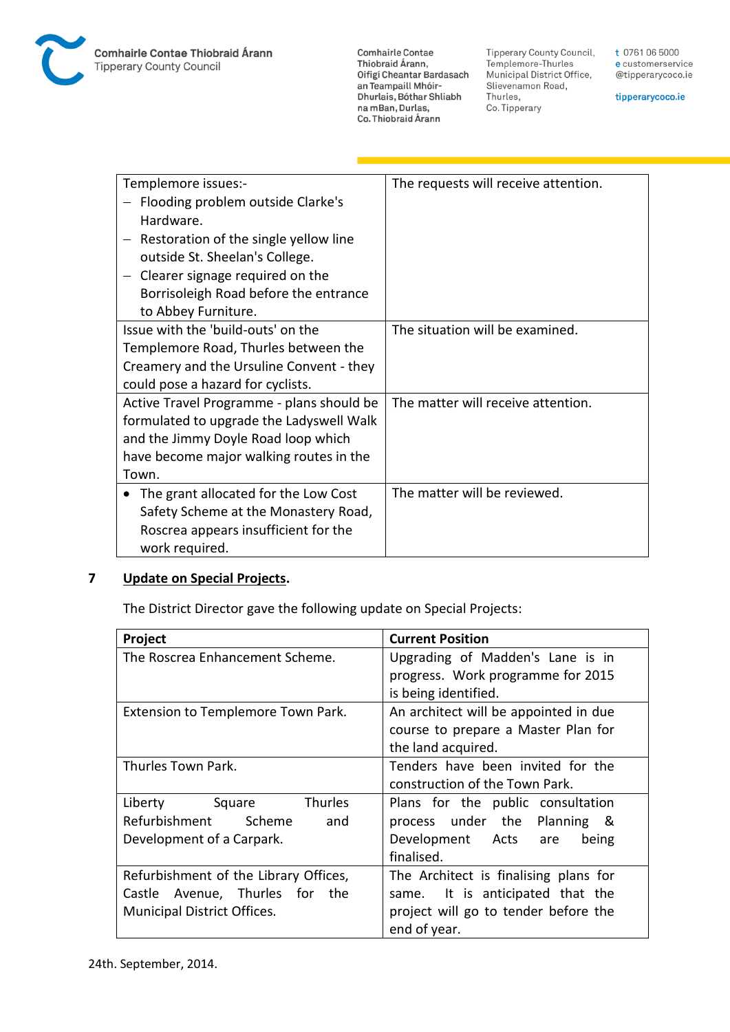| | |
|---|---|
| Templemore issues:-<br>– Flooding problem outside Clarke's Hardware.<br>– Restoration of the single yellow line outside St. Sheelan's College.<br>– Clearer signage required on the Borrisoleigh Road before the entrance to Abbey Furniture. | The requests will receive attention. |
| Issue with the 'build-outs' on the Templemore Road, Thurles between the Creamery and the Ursuline Convent - they could pose a hazard for cyclists. | The situation will be examined. |
| Active Travel Programme - plans should be formulated to upgrade the Ladyswell Walk and the Jimmy Doyle Road loop which have become major walking routes in the Town. | The matter will receive attention. |
| • The grant allocated for the Low Cost Safety Scheme at the Monastery Road, Roscrea appears insufficient for the work required. | The matter will be reviewed. |

**7 Update on Special Projects.**

The District Director gave the following update on Special Projects:

| Project | Current Position |
|---|---|
| The Roscrea Enhancement Scheme. | Upgrading of Madden's Lane is in progress. Work programme for 2015 is being identified. |
| Extension to Templemore Town Park. | An architect will be appointed in due course to prepare a Master Plan for the land acquired. |
| Thurles Town Park. | Tenders have been invited for the construction of the Town Park. |
| Liberty Square Thurles Refurbishment Scheme and Development of a Carpark. | Plans for the public consultation process under the Planning & Development Acts are being finalised. |
| Refurbishment of the Library Offices, Castle Avenue, Thurles for the Municipal District Offices. | The Architect is finalising plans for same. It is anticipated that the project will go to tender before the end of year. |

24th. September, 2014.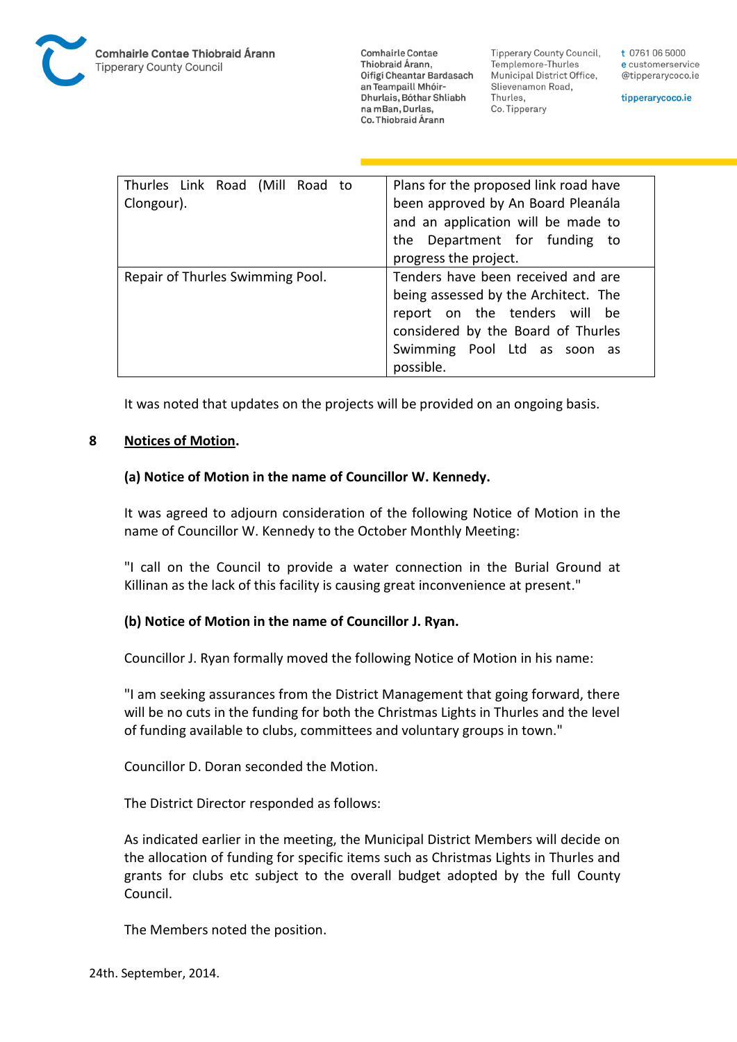| Thurles Link Road (Mill Road to Clongour). | Plans for the proposed link road have been approved by An Board Pleanála and an application will be made to the Department for funding to progress the project. |
|---|---|
| Repair of Thurles Swimming Pool. | Tenders have been received and are being assessed by the Architect. The report on the tenders will be considered by the Board of Thurles Swimming Pool Ltd as soon as possible. |

It was noted that updates on the projects will be provided on an ongoing basis.

## 8 Notices of Motion.

### (a) Notice of Motion in the name of Councillor W. Kennedy.

It was agreed to adjourn consideration of the following Notice of Motion in the name of Councillor W. Kennedy to the October Monthly Meeting:

"I call on the Council to provide a water connection in the Burial Ground at Killinan as the lack of this facility is causing great inconvenience at present."

### (b) Notice of Motion in the name of Councillor J. Ryan.

Councillor J. Ryan formally moved the following Notice of Motion in his name:

"I am seeking assurances from the District Management that going forward, there will be no cuts in the funding for both the Christmas Lights in Thurles and the level of funding available to clubs, committees and voluntary groups in town."

Councillor D. Doran seconded the Motion.

The District Director responded as follows:

As indicated earlier in the meeting, the Municipal District Members will decide on the allocation of funding for specific items such as Christmas Lights in Thurles and grants for clubs etc subject to the overall budget adopted by the full County Council.

The Members noted the position.

24th. September, 2014.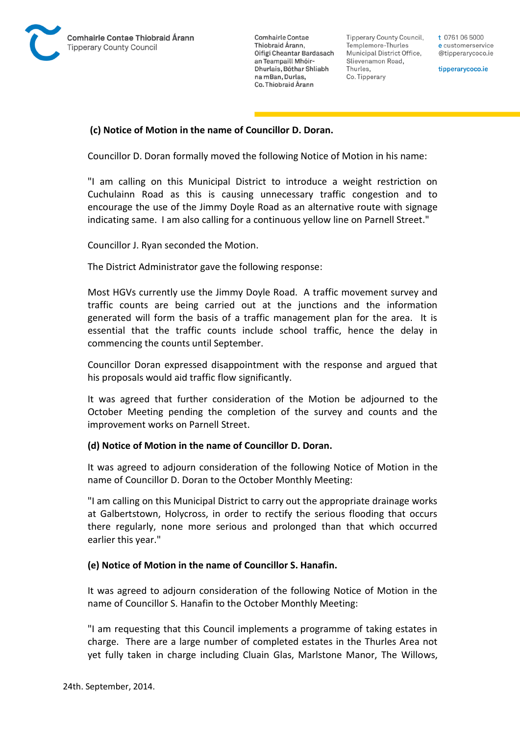**(c) Notice of Motion in the name of Councillor D. Doran.**

Councillor D. Doran formally moved the following Notice of Motion in his name:

"I am calling on this Municipal District to introduce a weight restriction on Cuchulainn Road as this is causing unnecessary traffic congestion and to encourage the use of the Jimmy Doyle Road as an alternative route with signage indicating same. I am also calling for a continuous yellow line on Parnell Street."

Councillor J. Ryan seconded the Motion.

The District Administrator gave the following response:

Most HGVs currently use the Jimmy Doyle Road. A traffic movement survey and traffic counts are being carried out at the junctions and the information generated will form the basis of a traffic management plan for the area. It is essential that the traffic counts include school traffic, hence the delay in commencing the counts until September.

Councillor Doran expressed disappointment with the response and argued that his proposals would aid traffic flow significantly.

It was agreed that further consideration of the Motion be adjourned to the October Meeting pending the completion of the survey and counts and the improvement works on Parnell Street.

**(d) Notice of Motion in the name of Councillor D. Doran.**

It was agreed to adjourn consideration of the following Notice of Motion in the name of Councillor D. Doran to the October Monthly Meeting:

"I am calling on this Municipal District to carry out the appropriate drainage works at Galbertstown, Holycross, in order to rectify the serious flooding that occurs there regularly, none more serious and prolonged than that which occurred earlier this year."

**(e) Notice of Motion in the name of Councillor S. Hanafin.**

It was agreed to adjourn consideration of the following Notice of Motion in the name of Councillor S. Hanafin to the October Monthly Meeting:

"I am requesting that this Council implements a programme of taking estates in charge. There are a large number of completed estates in the Thurles Area not yet fully taken in charge including Cluain Glas, Marlstone Manor, The Willows,

24th. September, 2014.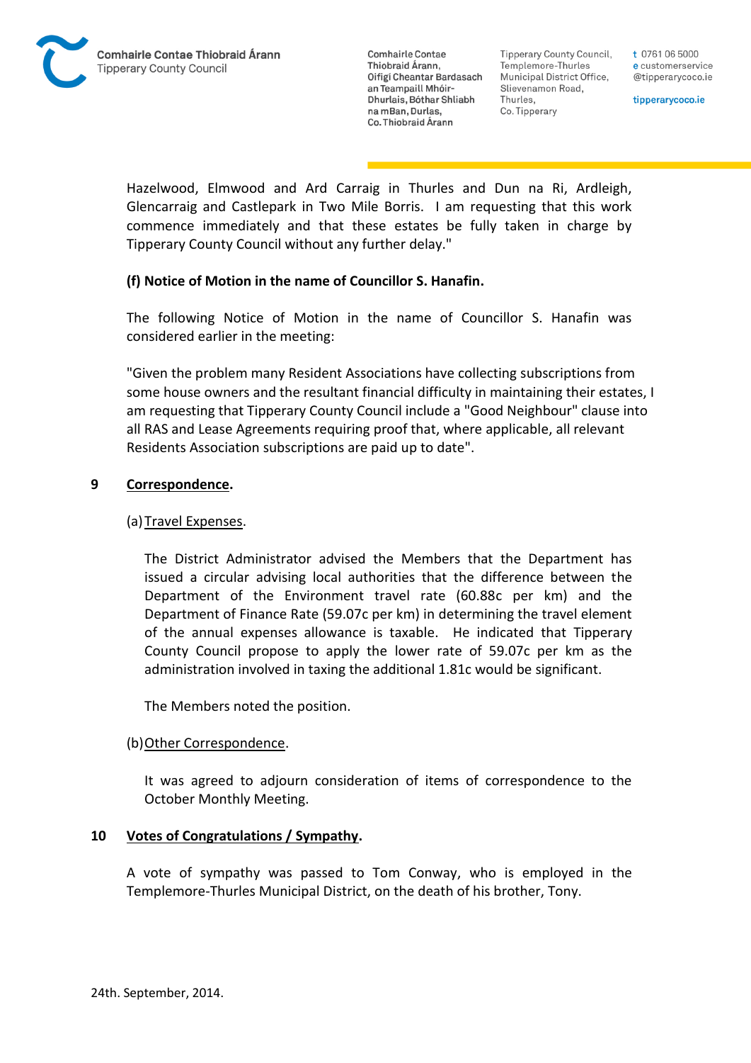Hazelwood, Elmwood and Ard Carraig in Thurles and Dun na Ri, Ardleigh, Glencarraig and Castlepark in Two Mile Borris. I am requesting that this work commence immediately and that these estates be fully taken in charge by Tipperary County Council without any further delay."

**(f) Notice of Motion in the name of Councillor S. Hanafin.**

The following Notice of Motion in the name of Councillor S. Hanafin was considered earlier in the meeting:

"Given the problem many Resident Associations have collecting subscriptions from some house owners and the resultant financial difficulty in maintaining their estates, I am requesting that Tipperary County Council include a "Good Neighbour" clause into all RAS and Lease Agreements requiring proof that, where applicable, all relevant Residents Association subscriptions are paid up to date".

## 9 Correspondence.

(a) Travel Expenses.

The District Administrator advised the Members that the Department has issued a circular advising local authorities that the difference between the Department of the Environment travel rate (60.88c per km) and the Department of Finance Rate (59.07c per km) in determining the travel element of the annual expenses allowance is taxable. He indicated that Tipperary County Council propose to apply the lower rate of 59.07c per km as the administration involved in taxing the additional 1.81c would be significant.

The Members noted the position.

(b) Other Correspondence.

It was agreed to adjourn consideration of items of correspondence to the October Monthly Meeting.

## 10 Votes of Congratulations / Sympathy.

A vote of sympathy was passed to Tom Conway, who is employed in the Templemore-Thurles Municipal District, on the death of his brother, Tony.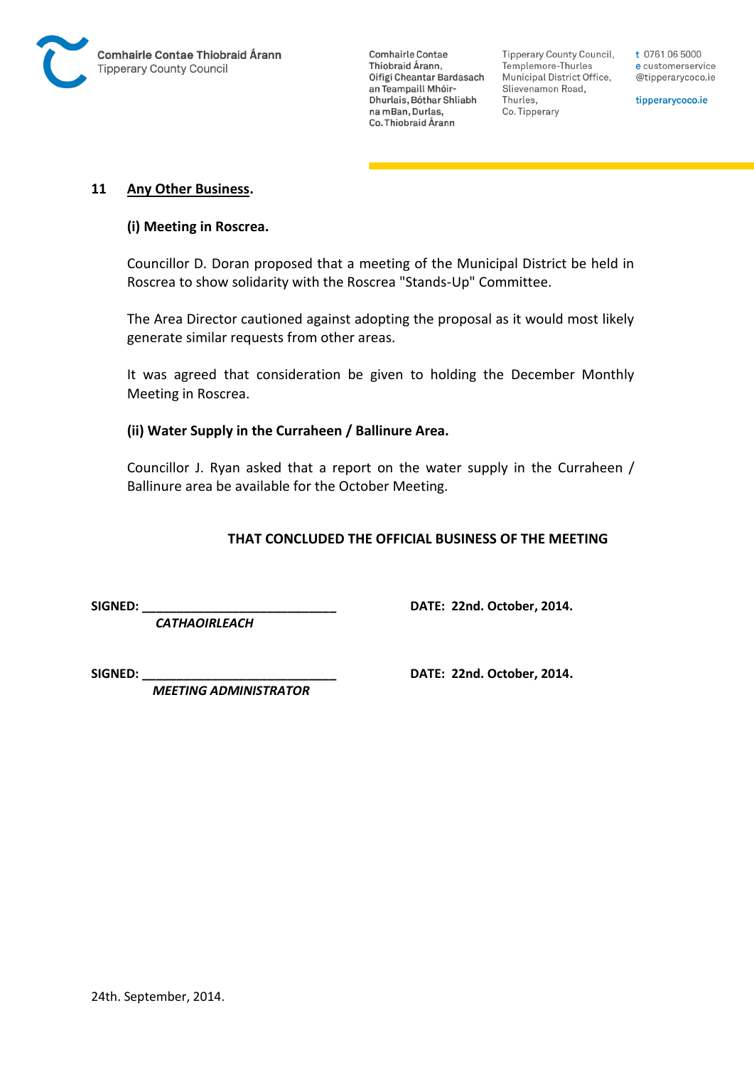## 11 Any Other Business.

**(i) Meeting in Roscrea.**

Councillor D. Doran proposed that a meeting of the Municipal District be held in Roscrea to show solidarity with the Roscrea "Stands-Up" Committee.

The Area Director cautioned against adopting the proposal as it would most likely generate similar requests from other areas.

It was agreed that consideration be given to holding the December Monthly Meeting in Roscrea.

**(ii) Water Supply in the Curraheen / Ballinure Area.**

Councillor J. Ryan asked that a report on the water supply in the Curraheen / Ballinure area be available for the October Meeting.

**THAT CONCLUDED THE OFFICIAL BUSINESS OF THE MEETING**

**SIGNED: \_\_\_\_\_\_\_\_\_\_\_\_\_\_\_\_\_\_\_\_\_\_\_\_\_\_\_\_** **DATE: 22nd. October, 2014.**
***CATHAOIRLEACH***

**SIGNED: \_\_\_\_\_\_\_\_\_\_\_\_\_\_\_\_\_\_\_\_\_\_\_\_\_\_\_\_** **DATE: 22nd. October, 2014.**
***MEETING ADMINISTRATOR***

24th. September, 2014.